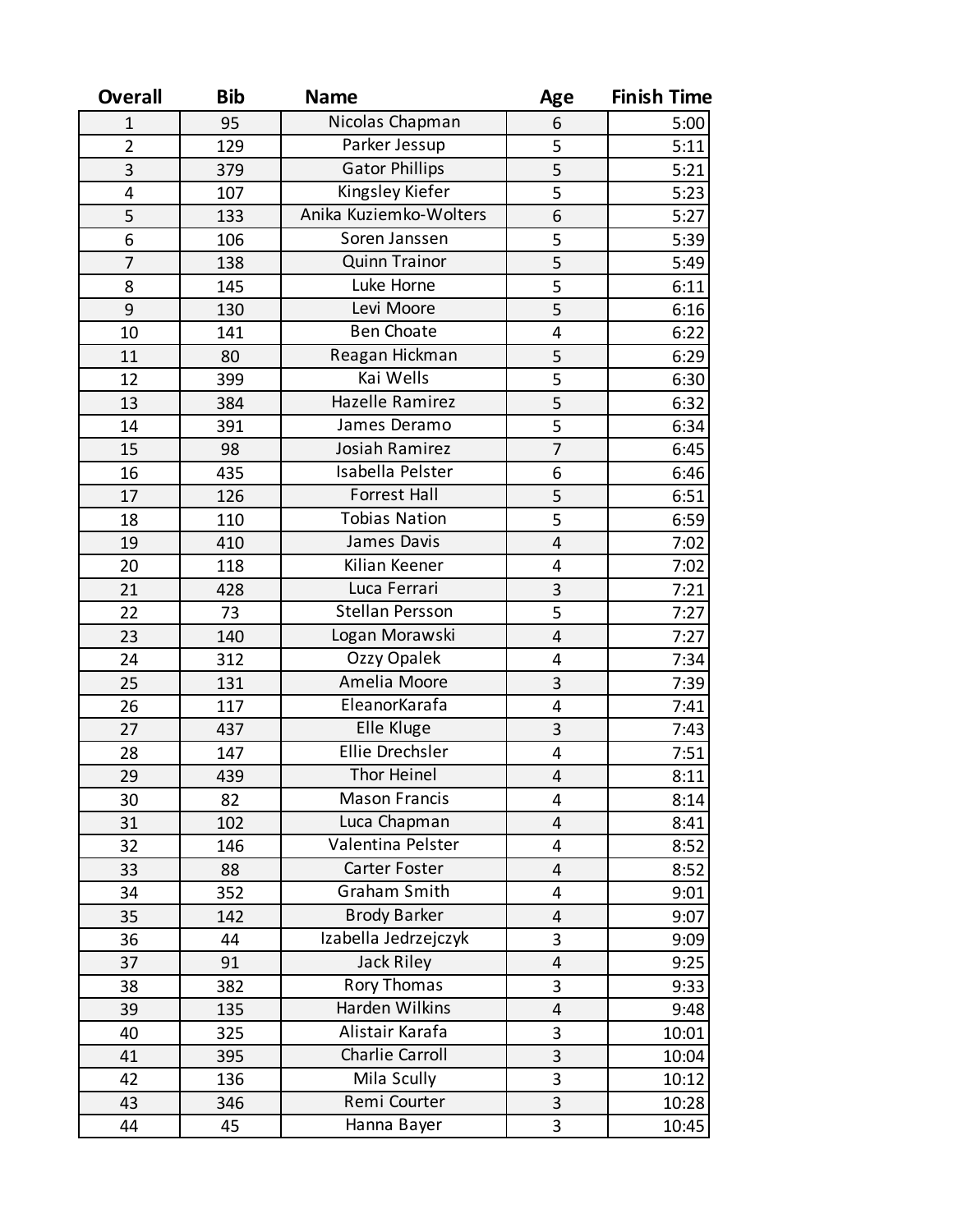| Overall | Bib | Name | Age | Finish Time |
|---|---|---|---|---|
| 1 | 95 | Nicolas Chapman | 6 | 5:00 |
| 2 | 129 | Parker Jessup | 5 | 5:11 |
| 3 | 379 | Gator Phillips | 5 | 5:21 |
| 4 | 107 | Kingsley Kiefer | 5 | 5:23 |
| 5 | 133 | Anika Kuziemko-Wolters | 6 | 5:27 |
| 6 | 106 | Soren Janssen | 5 | 5:39 |
| 7 | 138 | Quinn Trainor | 5 | 5:49 |
| 8 | 145 | Luke Horne | 5 | 6:11 |
| 9 | 130 | Levi Moore | 5 | 6:16 |
| 10 | 141 | Ben Choate | 4 | 6:22 |
| 11 | 80 | Reagan Hickman | 5 | 6:29 |
| 12 | 399 | Kai Wells | 5 | 6:30 |
| 13 | 384 | Hazelle Ramirez | 5 | 6:32 |
| 14 | 391 | James Deramo | 5 | 6:34 |
| 15 | 98 | Josiah Ramirez | 7 | 6:45 |
| 16 | 435 | Isabella Pelster | 6 | 6:46 |
| 17 | 126 | Forrest Hall | 5 | 6:51 |
| 18 | 110 | Tobias Nation | 5 | 6:59 |
| 19 | 410 | James Davis | 4 | 7:02 |
| 20 | 118 | Kilian Keener | 4 | 7:02 |
| 21 | 428 | Luca Ferrari | 3 | 7:21 |
| 22 | 73 | Stellan Persson | 5 | 7:27 |
| 23 | 140 | Logan Morawski | 4 | 7:27 |
| 24 | 312 | Ozzy Opalek | 4 | 7:34 |
| 25 | 131 | Amelia Moore | 3 | 7:39 |
| 26 | 117 | EleanorKarafa | 4 | 7:41 |
| 27 | 437 | Elle Kluge | 3 | 7:43 |
| 28 | 147 | Ellie Drechsler | 4 | 7:51 |
| 29 | 439 | Thor Heinel | 4 | 8:11 |
| 30 | 82 | Mason Francis | 4 | 8:14 |
| 31 | 102 | Luca Chapman | 4 | 8:41 |
| 32 | 146 | Valentina Pelster | 4 | 8:52 |
| 33 | 88 | Carter Foster | 4 | 8:52 |
| 34 | 352 | Graham Smith | 4 | 9:01 |
| 35 | 142 | Brody Barker | 4 | 9:07 |
| 36 | 44 | Izabella Jedrzejczyk | 3 | 9:09 |
| 37 | 91 | Jack Riley | 4 | 9:25 |
| 38 | 382 | Rory Thomas | 3 | 9:33 |
| 39 | 135 | Harden Wilkins | 4 | 9:48 |
| 40 | 325 | Alistair Karafa | 3 | 10:01 |
| 41 | 395 | Charlie Carroll | 3 | 10:04 |
| 42 | 136 | Mila Scully | 3 | 10:12 |
| 43 | 346 | Remi Courter | 3 | 10:28 |
| 44 | 45 | Hanna Bayer | 3 | 10:45 |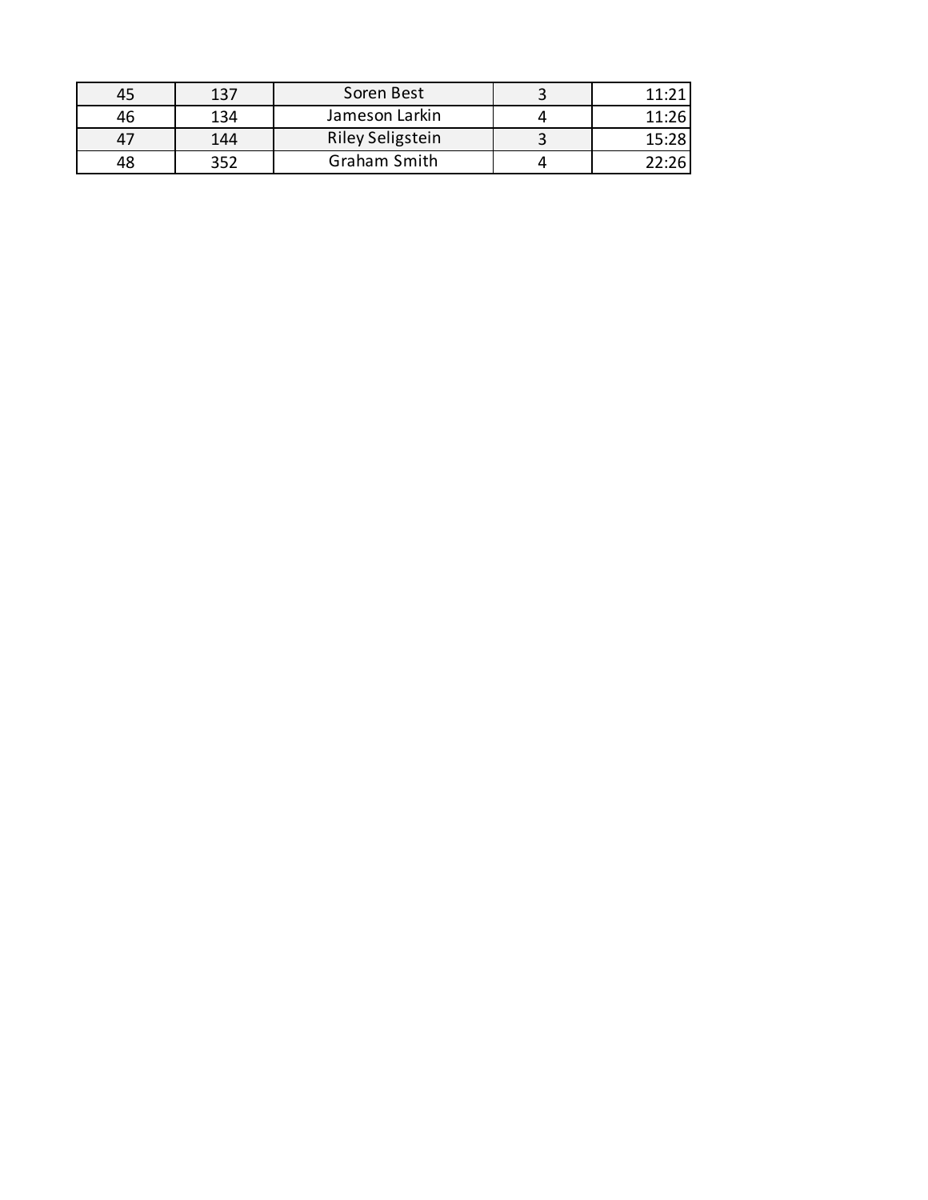| | | | | |
|---|---|---|---|---|
| 45 | 137 | Soren Best | 3 | 11:21 |
| 46 | 134 | Jameson Larkin | 4 | 11:26 |
| 47 | 144 | Riley Seligstein | 3 | 15:28 |
| 48 | 352 | Graham Smith | 4 | 22:26 |